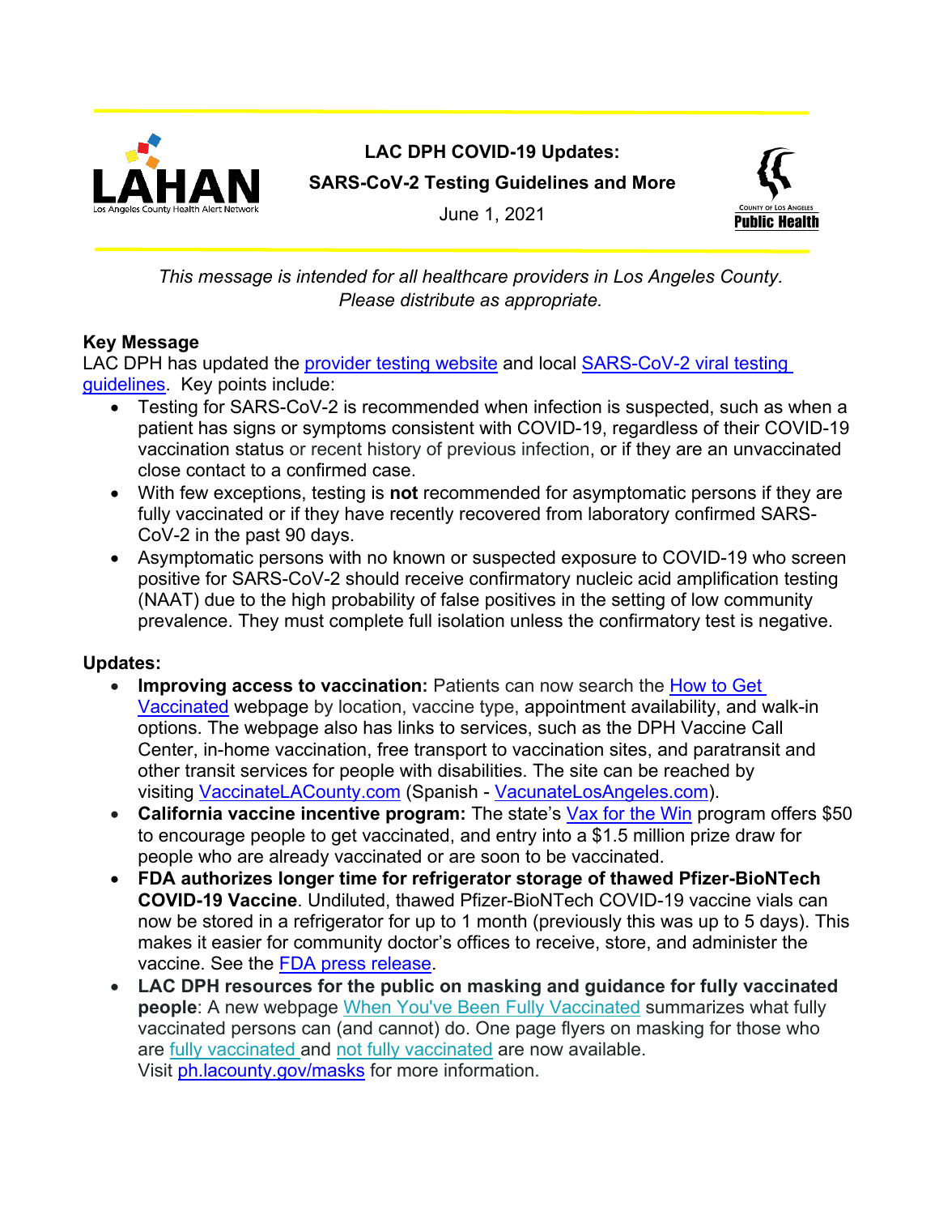LAHAN
Los Angeles County Health Alert Network

# LAC DPH COVID-19 Updates: SARS-CoV-2 Testing Guidelines and More

June 1, 2021

County of Los Angeles Public Health

*This message is intended for all healthcare providers in Los Angeles County. Please distribute as appropriate.*

## Key Message

LAC DPH has updated the provider testing website and local SARS-CoV-2 viral testing guidelines. Key points include:

- Testing for SARS-CoV-2 is recommended when infection is suspected, such as when a patient has signs or symptoms consistent with COVID-19, regardless of their COVID-19 vaccination status or recent history of previous infection, or if they are an unvaccinated close contact to a confirmed case.
- With few exceptions, testing is **not** recommended for asymptomatic persons if they are fully vaccinated or if they have recently recovered from laboratory confirmed SARS-CoV-2 in the past 90 days.
- Asymptomatic persons with no known or suspected exposure to COVID-19 who screen positive for SARS-CoV-2 should receive confirmatory nucleic acid amplification testing (NAAT) due to the high probability of false positives in the setting of low community prevalence. They must complete full isolation unless the confirmatory test is negative.

## Updates:

- **Improving access to vaccination:** Patients can now search the How to Get Vaccinated webpage by location, vaccine type, appointment availability, and walk-in options. The webpage also has links to services, such as the DPH Vaccine Call Center, in-home vaccination, free transport to vaccination sites, and paratransit and other transit services for people with disabilities. The site can be reached by visiting VaccinateLACounty.com (Spanish - VacunateLosAngeles.com).
- **California vaccine incentive program:** The state's Vax for the Win program offers $50 to encourage people to get vaccinated, and entry into a $1.5 million prize draw for people who are already vaccinated or are soon to be vaccinated.
- **FDA authorizes longer time for refrigerator storage of thawed Pfizer-BioNTech COVID-19 Vaccine**. Undiluted, thawed Pfizer-BioNTech COVID-19 vaccine vials can now be stored in a refrigerator for up to 1 month (previously this was up to 5 days). This makes it easier for community doctor's offices to receive, store, and administer the vaccine. See the FDA press release.
- **LAC DPH resources for the public on masking and guidance for fully vaccinated people**: A new webpage When You've Been Fully Vaccinated summarizes what fully vaccinated persons can (and cannot) do. One page flyers on masking for those who are fully vaccinated and not fully vaccinated are now available. Visit ph.lacounty.gov/masks for more information.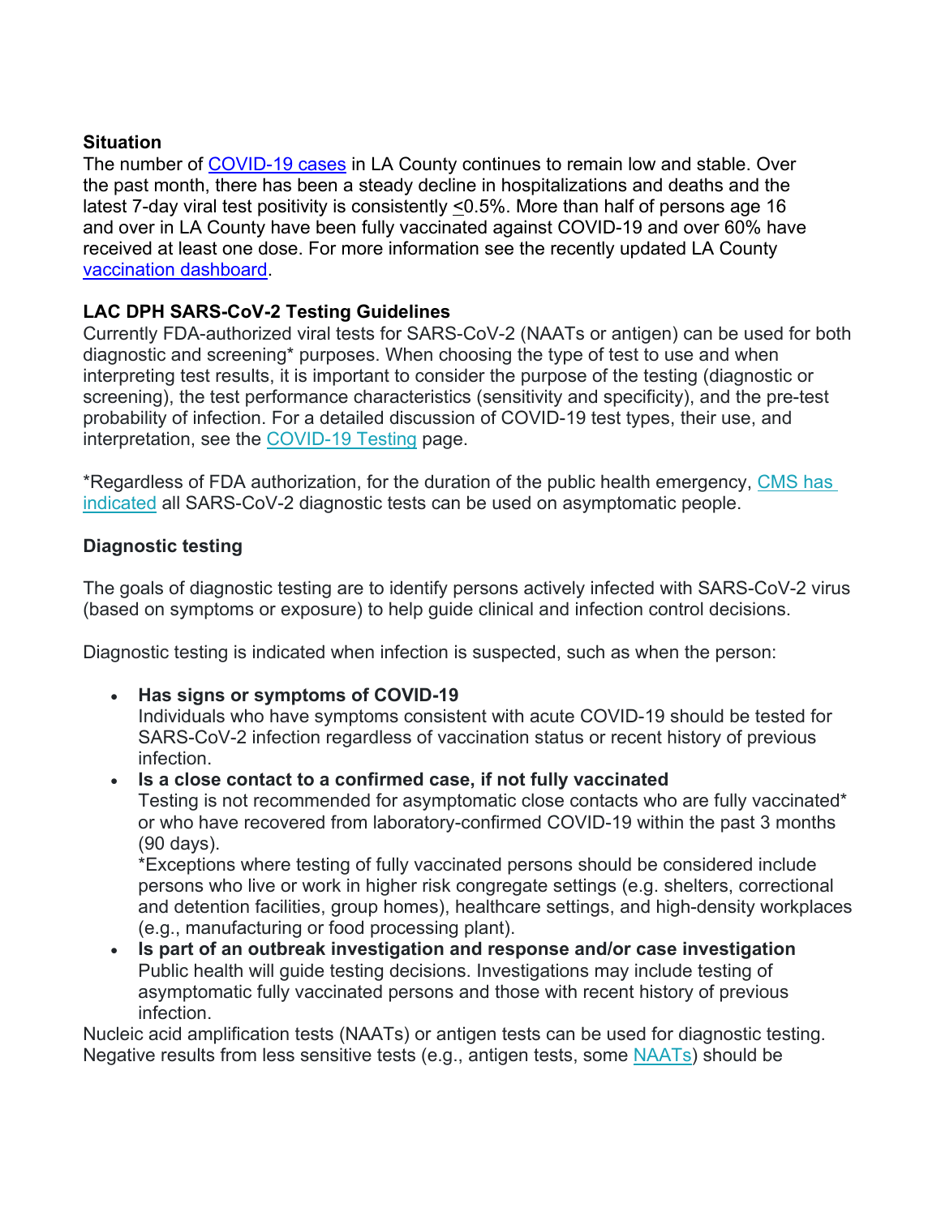**Situation**

The number of [COVID-19 cases](#) in LA County continues to remain low and stable. Over the past month, there has been a steady decline in hospitalizations and deaths and the latest 7-day viral test positivity is consistently ≤0.5%. More than half of persons age 16 and over in LA County have been fully vaccinated against COVID-19 and over 60% have received at least one dose. For more information see the recently updated LA County [vaccination dashboard](#).

**LAC DPH SARS-CoV-2 Testing Guidelines**

Currently FDA-authorized viral tests for SARS-CoV-2 (NAATs or antigen) can be used for both diagnostic and screening* purposes. When choosing the type of test to use and when interpreting test results, it is important to consider the purpose of the testing (diagnostic or screening), the test performance characteristics (sensitivity and specificity), and the pre-test probability of infection. For a detailed discussion of COVID-19 test types, their use, and interpretation, see the [COVID-19 Testing](#) page.

*Regardless of FDA authorization, for the duration of the public health emergency, [CMS has indicated](#) all SARS-CoV-2 diagnostic tests can be used on asymptomatic people.

**Diagnostic testing**

The goals of diagnostic testing are to identify persons actively infected with SARS-CoV-2 virus (based on symptoms or exposure) to help guide clinical and infection control decisions.

Diagnostic testing is indicated when infection is suspected, such as when the person:

- **Has signs or symptoms of COVID-19**
  Individuals who have symptoms consistent with acute COVID-19 should be tested for SARS-CoV-2 infection regardless of vaccination status or recent history of previous infection.
- **Is a close contact to a confirmed case, if not fully vaccinated**
  Testing is not recommended for asymptomatic close contacts who are fully vaccinated* or who have recovered from laboratory-confirmed COVID-19 within the past 3 months (90 days).
  *Exceptions where testing of fully vaccinated persons should be considered include persons who live or work in higher risk congregate settings (e.g. shelters, correctional and detention facilities, group homes), healthcare settings, and high-density workplaces (e.g., manufacturing or food processing plant).
- **Is part of an outbreak investigation and response and/or case investigation**
  Public health will guide testing decisions. Investigations may include testing of asymptomatic fully vaccinated persons and those with recent history of previous infection.

Nucleic acid amplification tests (NAATs) or antigen tests can be used for diagnostic testing. Negative results from less sensitive tests (e.g., antigen tests, some [NAATs](#)) should be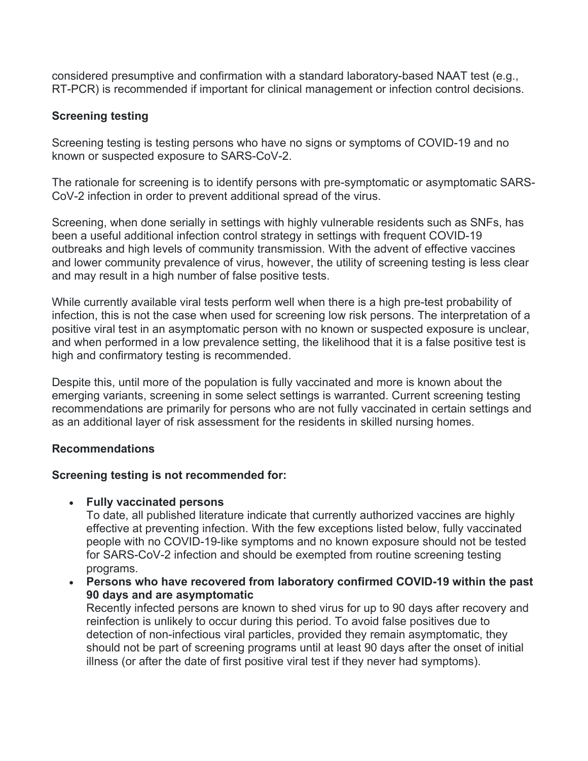considered presumptive and confirmation with a standard laboratory-based NAAT test (e.g., RT-PCR) is recommended if important for clinical management or infection control decisions.

**Screening testing**

Screening testing is testing persons who have no signs or symptoms of COVID-19 and no known or suspected exposure to SARS-CoV-2.

The rationale for screening is to identify persons with pre-symptomatic or asymptomatic SARS-CoV-2 infection in order to prevent additional spread of the virus.

Screening, when done serially in settings with highly vulnerable residents such as SNFs, has been a useful additional infection control strategy in settings with frequent COVID-19 outbreaks and high levels of community transmission. With the advent of effective vaccines and lower community prevalence of virus, however, the utility of screening testing is less clear and may result in a high number of false positive tests.

While currently available viral tests perform well when there is a high pre-test probability of infection, this is not the case when used for screening low risk persons. The interpretation of a positive viral test in an asymptomatic person with no known or suspected exposure is unclear, and when performed in a low prevalence setting, the likelihood that it is a false positive test is high and confirmatory testing is recommended.

Despite this, until more of the population is fully vaccinated and more is known about the emerging variants, screening in some select settings is warranted. Current screening testing recommendations are primarily for persons who are not fully vaccinated in certain settings and as an additional layer of risk assessment for the residents in skilled nursing homes.

**Recommendations**

**Screening testing is not recommended for:**

- **Fully vaccinated persons**
  To date, all published literature indicate that currently authorized vaccines are highly effective at preventing infection. With the few exceptions listed below, fully vaccinated people with no COVID-19-like symptoms and no known exposure should not be tested for SARS-CoV-2 infection and should be exempted from routine screening testing programs.
- **Persons who have recovered from laboratory confirmed COVID-19 within the past 90 days and are asymptomatic**
  Recently infected persons are known to shed virus for up to 90 days after recovery and reinfection is unlikely to occur during this period. To avoid false positives due to detection of non-infectious viral particles, provided they remain asymptomatic, they should not be part of screening programs until at least 90 days after the onset of initial illness (or after the date of first positive viral test if they never had symptoms).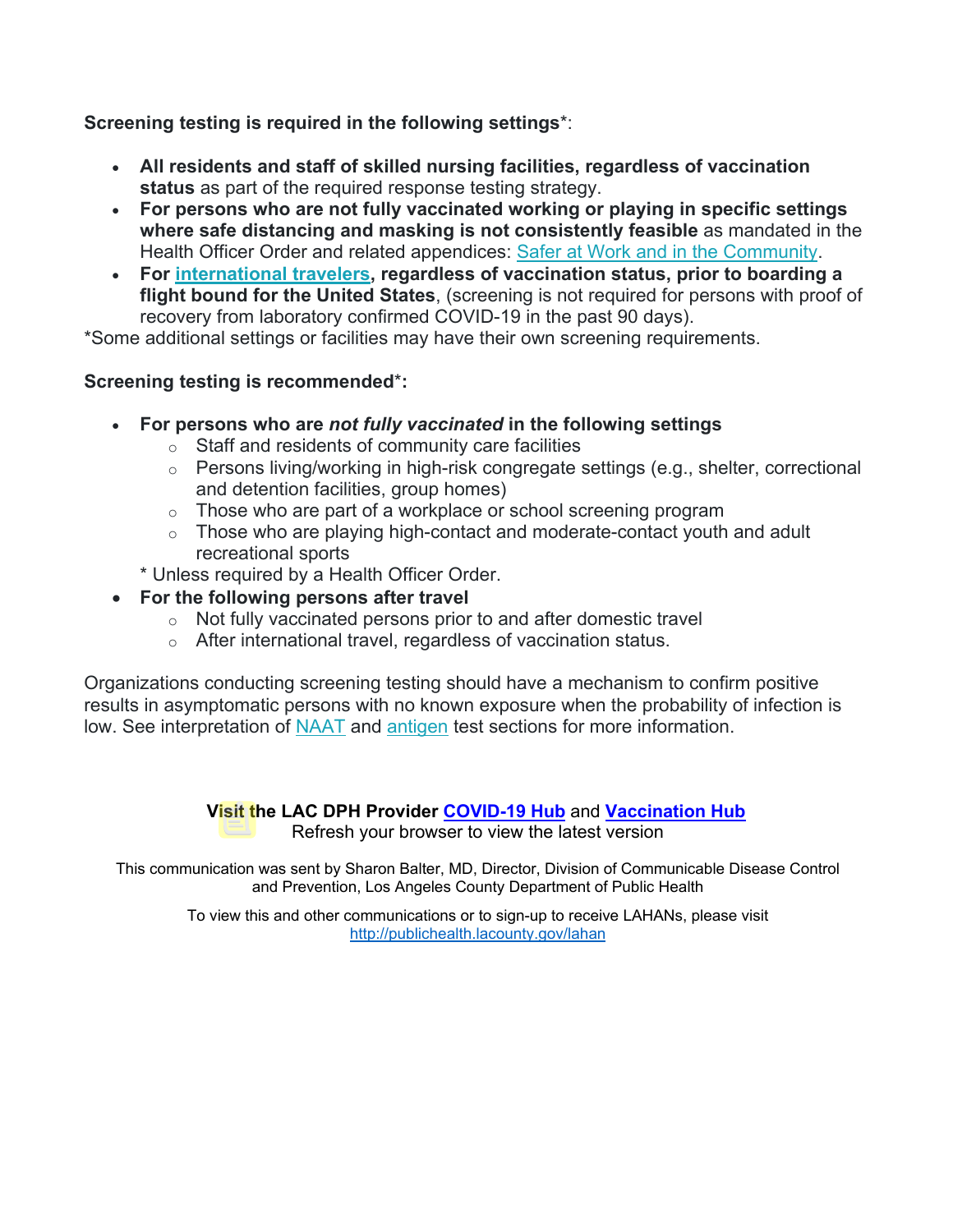**Screening testing is required in the following settings***:

- **All residents and staff of skilled nursing facilities, regardless of vaccination status** as part of the required response testing strategy.
- **For persons who are not fully vaccinated working or playing in specific settings where safe distancing and masking is not consistently feasible** as mandated in the Health Officer Order and related appendices: Safer at Work and in the Community.
- **For international travelers, regardless of vaccination status, prior to boarding a flight bound for the United States**, (screening is not required for persons with proof of recovery from laboratory confirmed COVID-19 in the past 90 days).

*Some additional settings or facilities may have their own screening requirements.

**Screening testing is recommended*:**

- **For persons who are *not fully vaccinated* in the following settings**
  - Staff and residents of community care facilities
  - Persons living/working in high-risk congregate settings (e.g., shelter, correctional and detention facilities, group homes)
  - Those who are part of a workplace or school screening program
  - Those who are playing high-contact and moderate-contact youth and adult recreational sports

  * Unless required by a Health Officer Order.
- **For the following persons after travel**
  - Not fully vaccinated persons prior to and after domestic travel
  - After international travel, regardless of vaccination status.

Organizations conducting screening testing should have a mechanism to confirm positive results in asymptomatic persons with no known exposure when the probability of infection is low. See interpretation of NAAT and antigen test sections for more information.

**Visit the LAC DPH Provider COVID-19 Hub and Vaccination Hub**
Refresh your browser to view the latest version

This communication was sent by Sharon Balter, MD, Director, Division of Communicable Disease Control and Prevention, Los Angeles County Department of Public Health

To view this and other communications or to sign-up to receive LAHANs, please visit http://publichealth.lacounty.gov/lahan